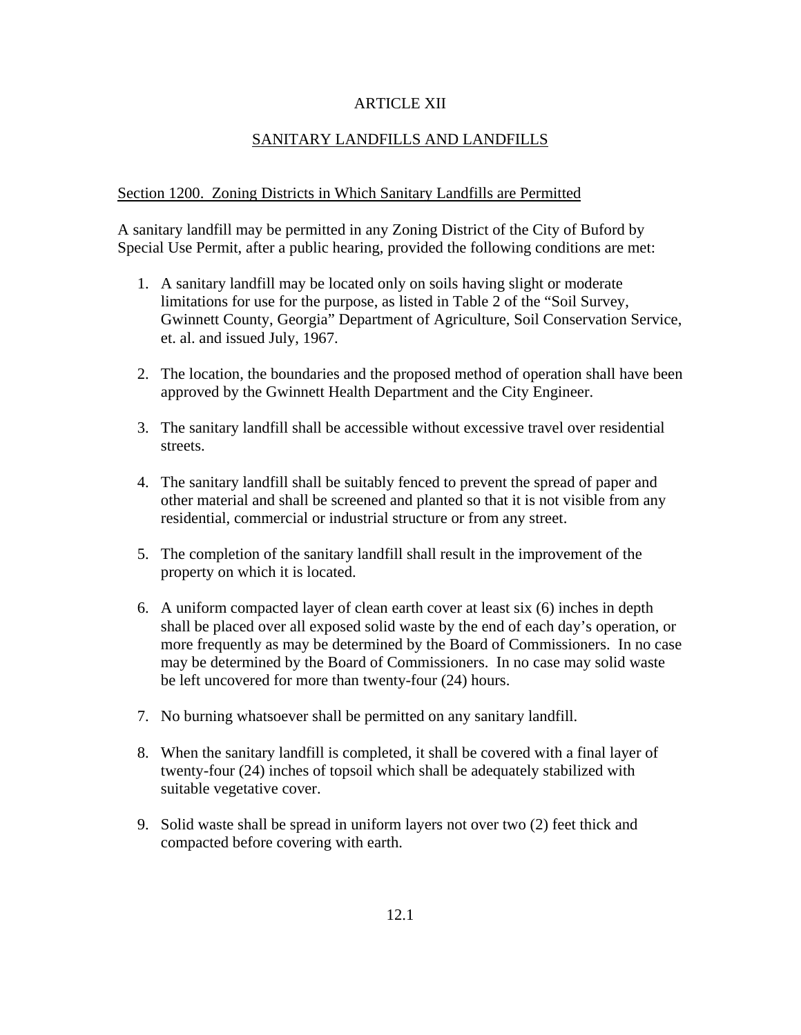# ARTICLE XII

## SANITARY LANDFILLS AND LANDFILLS

### Section 1200. Zoning Districts in Which Sanitary Landfills are Permitted

A sanitary landfill may be permitted in any Zoning District of the City of Buford by Special Use Permit, after a public hearing, provided the following conditions are met:

1. A sanitary landfill may be located only on soils having slight or moderate limitations for use for the purpose, as listed in Table 2 of the "Soil Survey, Gwinnett County, Georgia" Department of Agriculture, Soil Conservation Service, et. al. and issued July, 1967.

2. The location, the boundaries and the proposed method of operation shall have been approved by the Gwinnett Health Department and the City Engineer.

3. The sanitary landfill shall be accessible without excessive travel over residential streets.

4. The sanitary landfill shall be suitably fenced to prevent the spread of paper and other material and shall be screened and planted so that it is not visible from any residential, commercial or industrial structure or from any street.

5. The completion of the sanitary landfill shall result in the improvement of the property on which it is located.

6. A uniform compacted layer of clean earth cover at least six (6) inches in depth shall be placed over all exposed solid waste by the end of each day's operation, or more frequently as may be determined by the Board of Commissioners. In no case may be determined by the Board of Commissioners. In no case may solid waste be left uncovered for more than twenty-four (24) hours.

7. No burning whatsoever shall be permitted on any sanitary landfill.

8. When the sanitary landfill is completed, it shall be covered with a final layer of twenty-four (24) inches of topsoil which shall be adequately stabilized with suitable vegetative cover.

9. Solid waste shall be spread in uniform layers not over two (2) feet thick and compacted before covering with earth.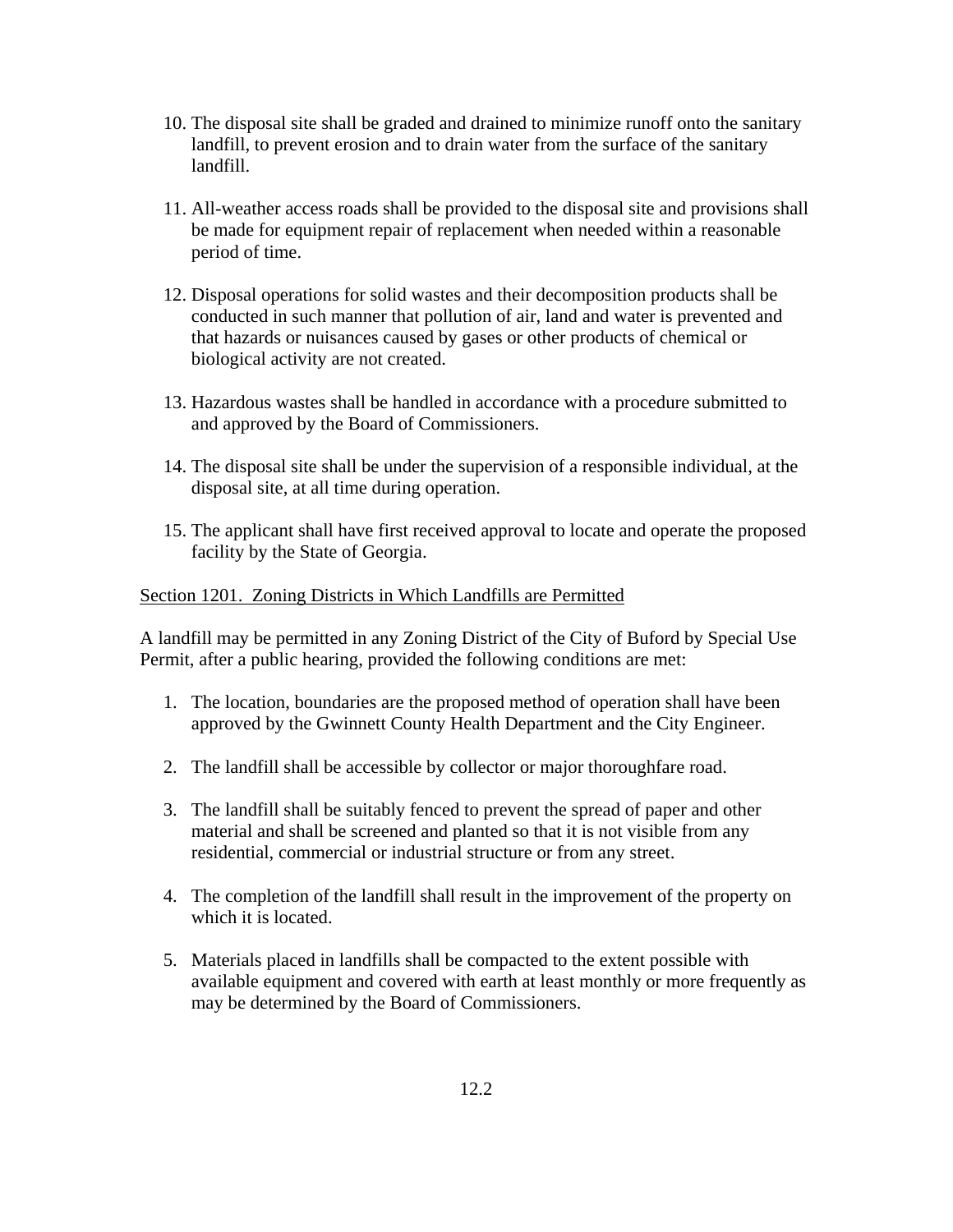10. The disposal site shall be graded and drained to minimize runoff onto the sanitary landfill, to prevent erosion and to drain water from the surface of the sanitary landfill.

11. All-weather access roads shall be provided to the disposal site and provisions shall be made for equipment repair of replacement when needed within a reasonable period of time.

12. Disposal operations for solid wastes and their decomposition products shall be conducted in such manner that pollution of air, land and water is prevented and that hazards or nuisances caused by gases or other products of chemical or biological activity are not created.

13. Hazardous wastes shall be handled in accordance with a procedure submitted to and approved by the Board of Commissioners.

14. The disposal site shall be under the supervision of a responsible individual, at the disposal site, at all time during operation.

15. The applicant shall have first received approval to locate and operate the proposed facility by the State of Georgia.

## Section 1201. Zoning Districts in Which Landfills are Permitted

A landfill may be permitted in any Zoning District of the City of Buford by Special Use Permit, after a public hearing, provided the following conditions are met:

1. The location, boundaries are the proposed method of operation shall have been approved by the Gwinnett County Health Department and the City Engineer.

2. The landfill shall be accessible by collector or major thoroughfare road.

3. The landfill shall be suitably fenced to prevent the spread of paper and other material and shall be screened and planted so that it is not visible from any residential, commercial or industrial structure or from any street.

4. The completion of the landfill shall result in the improvement of the property on which it is located.

5. Materials placed in landfills shall be compacted to the extent possible with available equipment and covered with earth at least monthly or more frequently as may be determined by the Board of Commissioners.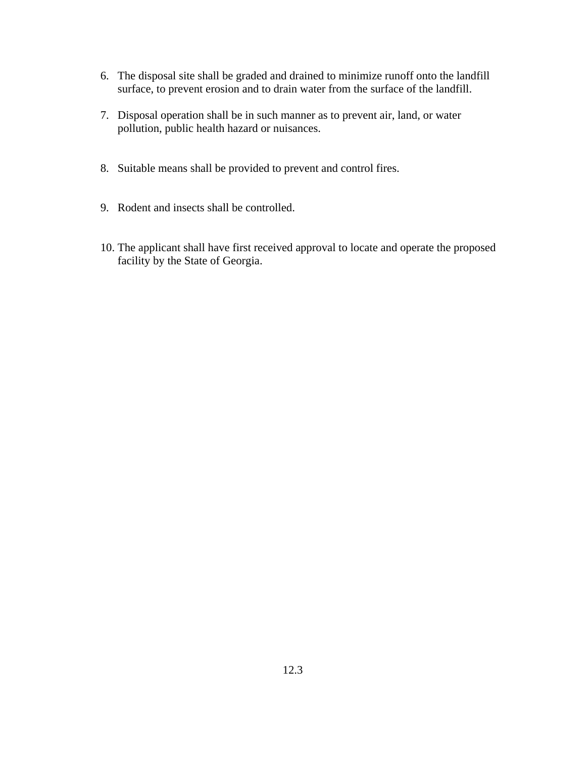6. The disposal site shall be graded and drained to minimize runoff onto the landfill surface, to prevent erosion and to drain water from the surface of the landfill.

7. Disposal operation shall be in such manner as to prevent air, land, or water pollution, public health hazard or nuisances.

8. Suitable means shall be provided to prevent and control fires.

9. Rodent and insects shall be controlled.

10. The applicant shall have first received approval to locate and operate the proposed facility by the State of Georgia.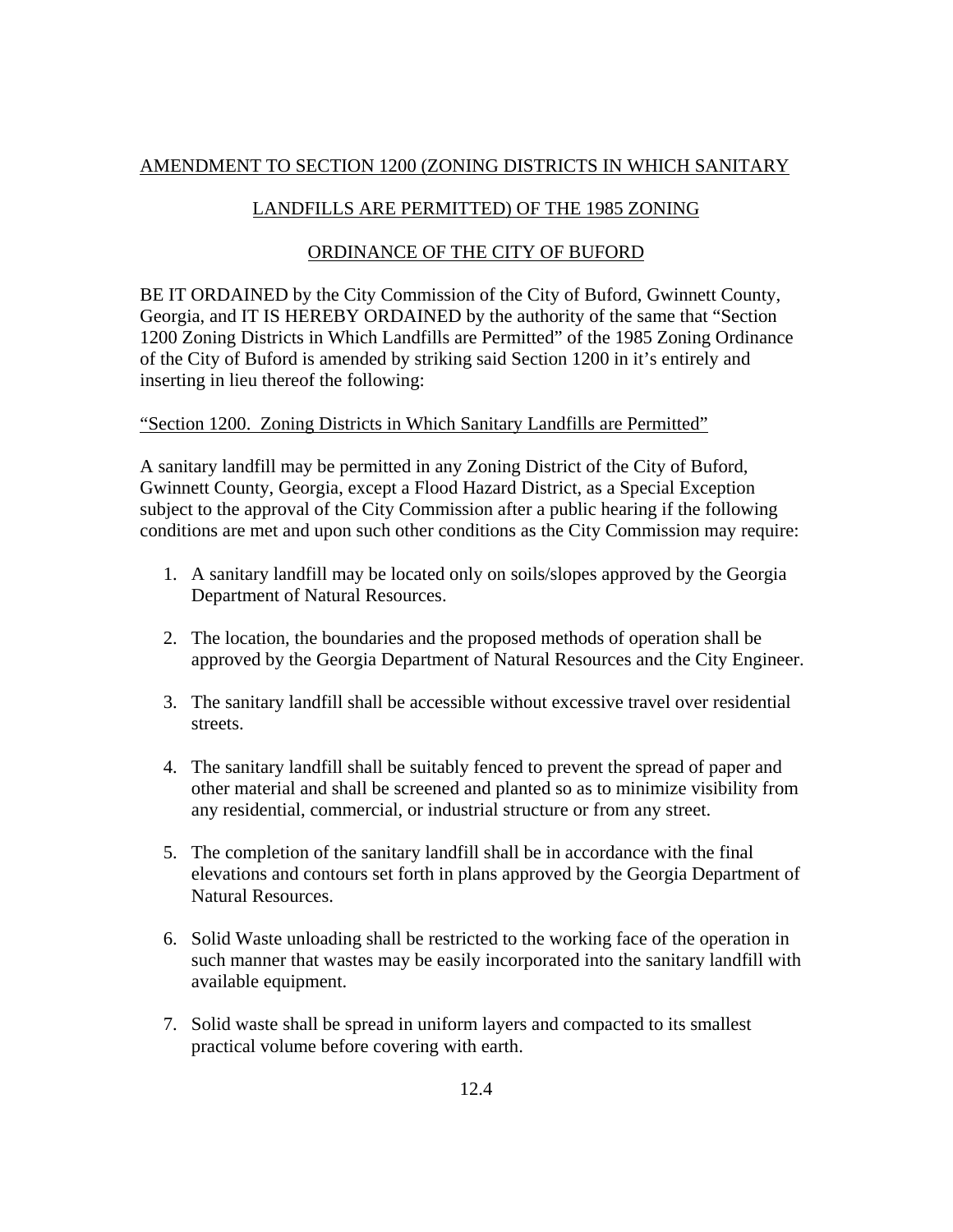AMENDMENT TO SECTION 1200 (ZONING DISTRICTS IN WHICH SANITARY

LANDFILLS ARE PERMITTED) OF THE 1985 ZONING

ORDINANCE OF THE CITY OF BUFORD

BE IT ORDAINED by the City Commission of the City of Buford, Gwinnett County, Georgia, and IT IS HEREBY ORDAINED by the authority of the same that "Section 1200 Zoning Districts in Which Landfills are Permitted" of the 1985 Zoning Ordinance of the City of Buford is amended by striking said Section 1200 in it's entirely and inserting in lieu thereof the following:

"Section 1200. Zoning Districts in Which Sanitary Landfills are Permitted"

A sanitary landfill may be permitted in any Zoning District of the City of Buford, Gwinnett County, Georgia, except a Flood Hazard District, as a Special Exception subject to the approval of the City Commission after a public hearing if the following conditions are met and upon such other conditions as the City Commission may require:

1. A sanitary landfill may be located only on soils/slopes approved by the Georgia Department of Natural Resources.

2. The location, the boundaries and the proposed methods of operation shall be approved by the Georgia Department of Natural Resources and the City Engineer.

3. The sanitary landfill shall be accessible without excessive travel over residential streets.

4. The sanitary landfill shall be suitably fenced to prevent the spread of paper and other material and shall be screened and planted so as to minimize visibility from any residential, commercial, or industrial structure or from any street.

5. The completion of the sanitary landfill shall be in accordance with the final elevations and contours set forth in plans approved by the Georgia Department of Natural Resources.

6. Solid Waste unloading shall be restricted to the working face of the operation in such manner that wastes may be easily incorporated into the sanitary landfill with available equipment.

7. Solid waste shall be spread in uniform layers and compacted to its smallest practical volume before covering with earth.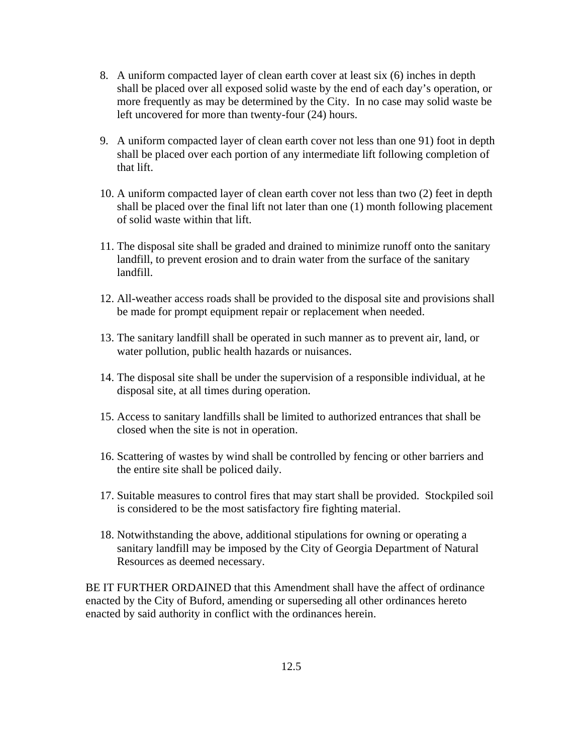8. A uniform compacted layer of clean earth cover at least six (6) inches in depth shall be placed over all exposed solid waste by the end of each day's operation, or more frequently as may be determined by the City. In no case may solid waste be left uncovered for more than twenty-four (24) hours.

9. A uniform compacted layer of clean earth cover not less than one 91) foot in depth shall be placed over each portion of any intermediate lift following completion of that lift.

10. A uniform compacted layer of clean earth cover not less than two (2) feet in depth shall be placed over the final lift not later than one (1) month following placement of solid waste within that lift.

11. The disposal site shall be graded and drained to minimize runoff onto the sanitary landfill, to prevent erosion and to drain water from the surface of the sanitary landfill.

12. All-weather access roads shall be provided to the disposal site and provisions shall be made for prompt equipment repair or replacement when needed.

13. The sanitary landfill shall be operated in such manner as to prevent air, land, or water pollution, public health hazards or nuisances.

14. The disposal site shall be under the supervision of a responsible individual, at he disposal site, at all times during operation.

15. Access to sanitary landfills shall be limited to authorized entrances that shall be closed when the site is not in operation.

16. Scattering of wastes by wind shall be controlled by fencing or other barriers and the entire site shall be policed daily.

17. Suitable measures to control fires that may start shall be provided. Stockpiled soil is considered to be the most satisfactory fire fighting material.

18. Notwithstanding the above, additional stipulations for owning or operating a sanitary landfill may be imposed by the City of Georgia Department of Natural Resources as deemed necessary.

BE IT FURTHER ORDAINED that this Amendment shall have the affect of ordinance enacted by the City of Buford, amending or superseding all other ordinances hereto enacted by said authority in conflict with the ordinances herein.